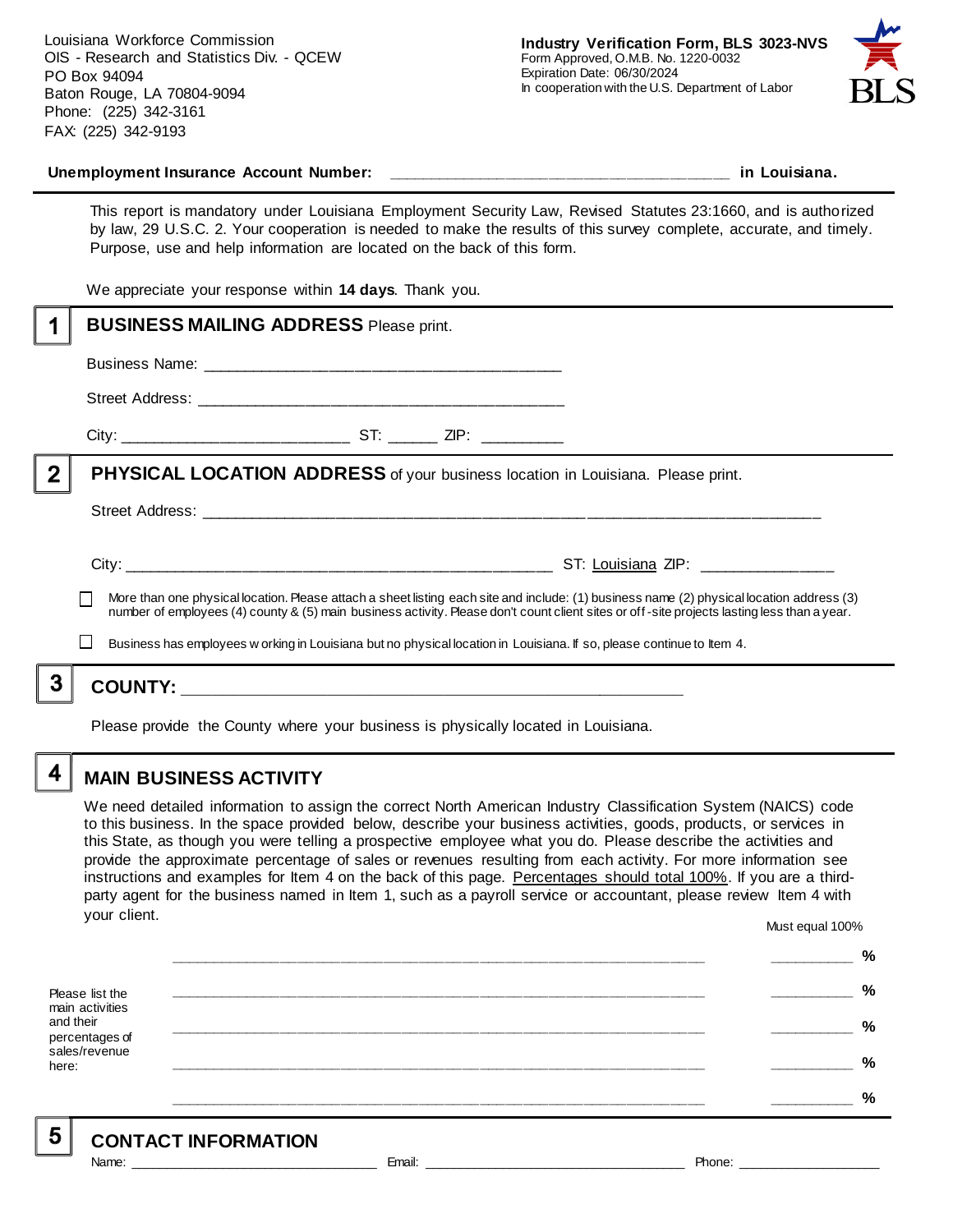Louisiana Workforce Commission
OIS - Research and Statistics Div. - QCEW
PO Box 94094
Baton Rouge, LA 70804-9094
Phone: (225) 342-3161
FAX: (225) 342-9193

**Industry Verification Form, BLS 3023-NVS**
Form Approved, O.M.B. No. 1220-0032
Expiration Date: 06/30/2024
In cooperation with the U.S. Department of Labor

**Unemployment Insurance Account Number:** ______________________________________ **in Louisiana.**

This report is mandatory under Louisiana Employment Security Law, Revised Statutes 23:1660, and is authorized by law, 29 U.S.C. 2. Your cooperation is needed to make the results of this survey complete, accurate, and timely. Purpose, use and help information are located on the back of this form.

We appreciate your response within **14 days**. Thank you.

## 1 BUSINESS MAILING ADDRESS Please print.

Business Name: ________________________________________

Street Address: ________________________________________

City: _________________________ ST: ______ ZIP: _________

## 2 PHYSICAL LOCATION ADDRESS of your business location in Louisiana. Please print.

Street Address: ____________________________________________________________________________

City: ______________________________________________ ST: Louisiana ZIP: _______________

☐ More than one physical location. Please attach a sheet listing each site and include: (1) business name (2) physical location address (3) number of employees (4) county & (5) main business activity. Please don't count client sites or off-site projects lasting less than a year.

☐ Business has employees working in Louisiana but no physical location in Louisiana. If so, please continue to Item 4.

## 3 COUNTY: _______________________________________________________

Please provide the County where your business is physically located in Louisiana.

## 4 MAIN BUSINESS ACTIVITY

We need detailed information to assign the correct North American Industry Classification System (NAICS) code to this business. In the space provided below, describe your business activities, goods, products, or services in this State, as though you were telling a prospective employee what you do. Please describe the activities and provide the approximate percentage of sales or revenues resulting from each activity. For more information see instructions and examples for Item 4 on the back of this page. Percentages should total 100%. If you are a third-party agent for the business named in Item 1, such as a payroll service or accountant, please review Item 4 with your client.

Please list the main activities and their percentages of sales/revenue here:

| Activity | Must equal 100% |
|---|---|
| ____________________________________________________________ | __________ % |
| ____________________________________________________________ | __________ % |
| ____________________________________________________________ | __________ % |
| ____________________________________________________________ | __________ % |
| ____________________________________________________________ | __________ % |

## 5 CONTACT INFORMATION

Name: ______________________________ Email: ________________________________ Phone: __________________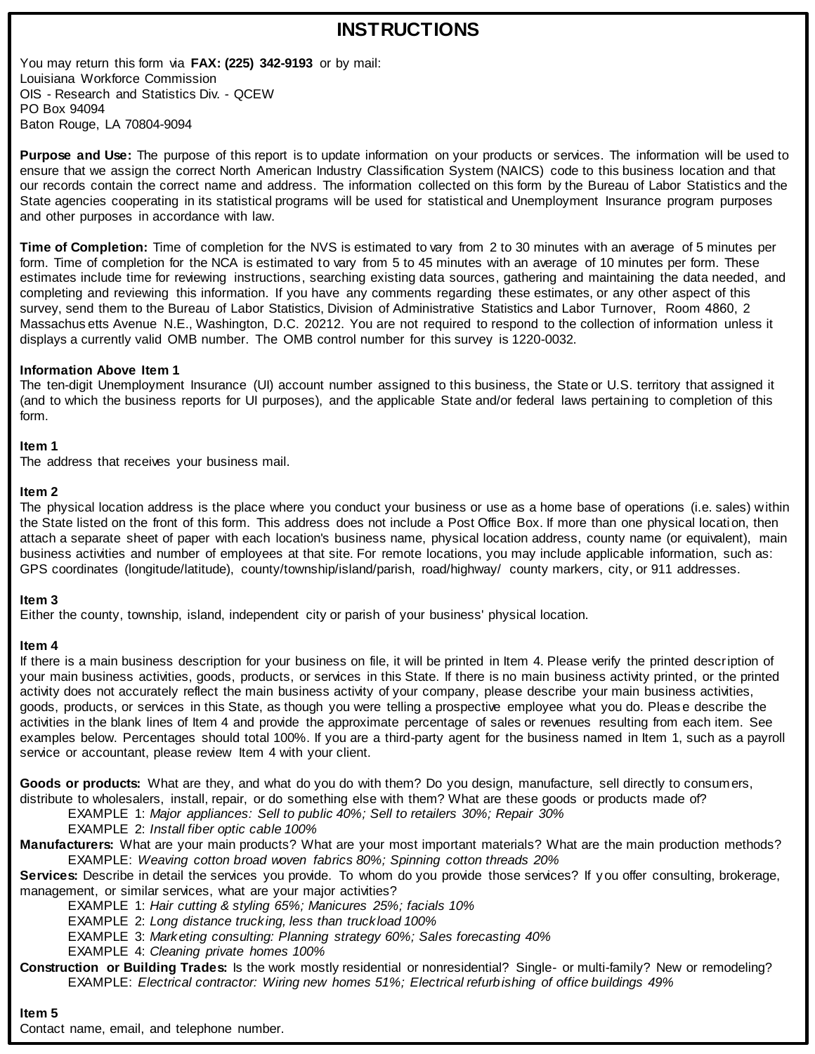# INSTRUCTIONS

You may return this form via **FAX: (225) 342-9193** or by mail:
Louisiana Workforce Commission
OIS - Research and Statistics Div. - QCEW
PO Box 94094
Baton Rouge, LA 70804-9094

**Purpose and Use:** The purpose of this report is to update information on your products or services. The information will be used to ensure that we assign the correct North American Industry Classification System (NAICS) code to this business location and that our records contain the correct name and address. The information collected on this form by the Bureau of Labor Statistics and the State agencies cooperating in its statistical programs will be used for statistical and Unemployment Insurance program purposes and other purposes in accordance with law.

**Time of Completion:** Time of completion for the NVS is estimated to vary from 2 to 30 minutes with an average of 5 minutes per form. Time of completion for the NCA is estimated to vary from 5 to 45 minutes with an average of 10 minutes per form. These estimates include time for reviewing instructions, searching existing data sources, gathering and maintaining the data needed, and completing and reviewing this information. If you have any comments regarding these estimates, or any other aspect of this survey, send them to the Bureau of Labor Statistics, Division of Administrative Statistics and Labor Turnover, Room 4860, 2 Massachusetts Avenue N.E., Washington, D.C. 20212. You are not required to respond to the collection of information unless it displays a currently valid OMB number. The OMB control number for this survey is 1220-0032.

**Information Above Item 1**
The ten-digit Unemployment Insurance (UI) account number assigned to this business, the State or U.S. territory that assigned it (and to which the business reports for UI purposes), and the applicable State and/or federal laws pertaining to completion of this form.

**Item 1**
The address that receives your business mail.

**Item 2**
The physical location address is the place where you conduct your business or use as a home base of operations (i.e. sales) within the State listed on the front of this form. This address does not include a Post Office Box. If more than one physical location, then attach a separate sheet of paper with each location's business name, physical location address, county name (or equivalent), main business activities and number of employees at that site. For remote locations, you may include applicable information, such as: GPS coordinates (longitude/latitude), county/township/island/parish, road/highway/ county markers, city, or 911 addresses.

**Item 3**
Either the county, township, island, independent city or parish of your business' physical location.

**Item 4**
If there is a main business description for your business on file, it will be printed in Item 4. Please verify the printed description of your main business activities, goods, products, or services in this State. If there is no main business activity printed, or the printed activity does not accurately reflect the main business activity of your company, please describe your main business activities, goods, products, or services in this State, as though you were telling a prospective employee what you do. Please describe the activities in the blank lines of Item 4 and provide the approximate percentage of sales or revenues resulting from each item. See examples below. Percentages should total 100%. If you are a third-party agent for the business named in Item 1, such as a payroll service or accountant, please review Item 4 with your client.

**Goods or products:** What are they, and what do you do with them? Do you design, manufacture, sell directly to consumers, distribute to wholesalers, install, repair, or do something else with them? What are these goods or products made of?
 EXAMPLE 1: *Major appliances: Sell to public 40%; Sell to retailers 30%; Repair 30%*
 EXAMPLE 2: *Install fiber optic cable 100%*

**Manufacturers:** What are your main products? What are your most important materials? What are the main production methods?
 EXAMPLE: *Weaving cotton broad woven fabrics 80%; Spinning cotton threads 20%*

**Services:** Describe in detail the services you provide. To whom do you provide those services? If you offer consulting, brokerage, management, or similar services, what are your major activities?
 EXAMPLE 1: *Hair cutting & styling 65%; Manicures 25%; facials 10%*
 EXAMPLE 2: *Long distance trucking, less than truckload 100%*
 EXAMPLE 3: *Marketing consulting: Planning strategy 60%; Sales forecasting 40%*
 EXAMPLE 4: *Cleaning private homes 100%*

**Construction or Building Trades:** Is the work mostly residential or nonresidential? Single- or multi-family? New or remodeling?
 EXAMPLE: *Electrical contractor: Wiring new homes 51%; Electrical refurbishing of office buildings 49%*

**Item 5**
Contact name, email, and telephone number.